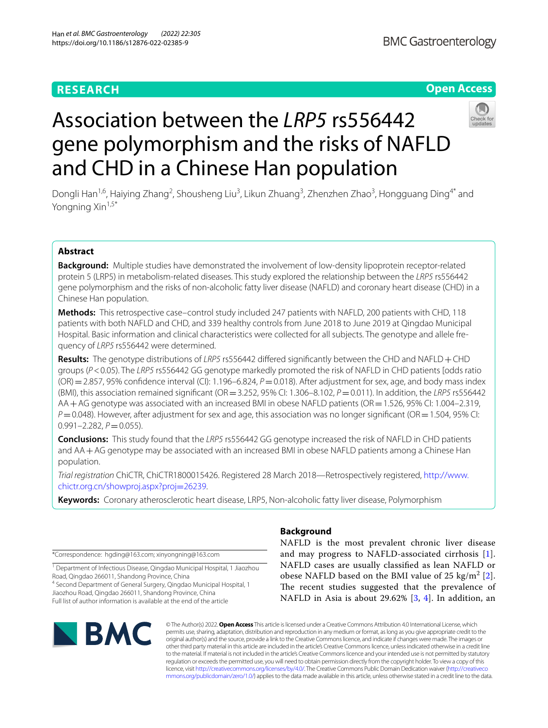RESEARCH

Open Access

# Association between the *LRP5* rs556442 gene polymorphism and the risks of NAFLD and CHD in a Chinese Han population

Dongli Han[1,6], Haiying Zhang[2], Shousheng Liu[3], Likun Zhuang[3], Zhenzhen Zhao[3], Hongguang Ding[4*] and Yongning Xin[1,5*]

## Abstract

**Background:** Multiple studies have demonstrated the involvement of low-density lipoprotein receptor-related protein 5 (LRP5) in metabolism-related diseases. This study explored the relationship between the *LRP5* rs556442 gene polymorphism and the risks of non-alcoholic fatty liver disease (NAFLD) and coronary heart disease (CHD) in a Chinese Han population.

**Methods:** This retrospective case–control study included 247 patients with NAFLD, 200 patients with CHD, 118 patients with both NAFLD and CHD, and 339 healthy controls from June 2018 to June 2019 at Qingdao Municipal Hospital. Basic information and clinical characteristics were collected for all subjects. The genotype and allele frequency of *LRP5* rs556442 were determined.

**Results:** The genotype distributions of *LRP5* rs556442 differed significantly between the CHD and NAFLD + CHD groups ($P < 0.05$). The *LRP5* rs556442 GG genotype markedly promoted the risk of NAFLD in CHD patients [odds ratio (OR) = 2.857, 95% confidence interval (CI): 1.196–6.824, $P = 0.018$). After adjustment for sex, age, and body mass index (BMI), this association remained significant (OR = 3.252, 95% CI: 1.306–8.102, $P = 0.011$). In addition, the *LRP5* rs556442 AA + AG genotype was associated with an increased BMI in obese NAFLD patients (OR = 1.526, 95% CI: 1.004–2.319, $P = 0.048$). However, after adjustment for sex and age, this association was no longer significant (OR = 1.504, 95% CI: 0.991–2.282, $P = 0.055$).

**Conclusions:** This study found that the *LRP5* rs556442 GG genotype increased the risk of NAFLD in CHD patients and AA + AG genotype may be associated with an increased BMI in obese NAFLD patients among a Chinese Han population.

*Trial registration* ChiCTR, ChiCTR1800015426. Registered 28 March 2018—Retrospectively registered, http://www.chictr.org.cn/showproj.aspx?proj=26239.

**Keywords:** Coronary atherosclerotic heart disease, LRP5, Non-alcoholic fatty liver disease, Polymorphism

*Correspondence: hgding@163.com; xinyongning@163.com

[1] Department of Infectious Disease, Qingdao Municipal Hospital, 1 Jiaozhou Road, Qingdao 266011, Shandong Province, China

[4] Second Department of General Surgery, Qingdao Municipal Hospital, 1 Jiaozhou Road, Qingdao 266011, Shandong Province, China

Full list of author information is available at the end of the article

## Background

NAFLD is the most prevalent chronic liver disease and may progress to NAFLD-associated cirrhosis [1]. NAFLD cases are usually classified as lean NAFLD or obese NAFLD based on the BMI value of 25 kg/m$^2$ [2]. The recent studies suggested that the prevalence of NAFLD in Asia is about 29.62% [3, 4]. In addition, an

© The Author(s) 2022. **Open Access** This article is licensed under a Creative Commons Attribution 4.0 International License, which permits use, sharing, adaptation, distribution and reproduction in any medium or format, as long as you give appropriate credit to the original author(s) and the source, provide a link to the Creative Commons licence, and indicate if changes were made. The images or other third party material in this article are included in the article's Creative Commons licence, unless indicated otherwise in a credit line to the material. If material is not included in the article's Creative Commons licence and your intended use is not permitted by statutory regulation or exceeds the permitted use, you will need to obtain permission directly from the copyright holder. To view a copy of this licence, visit http://creativecommons.org/licenses/by/4.0/. The Creative Commons Public Domain Dedication waiver (http://creativecommons.org/publicdomain/zero/1.0/) applies to the data made available in this article, unless otherwise stated in a credit line to the data.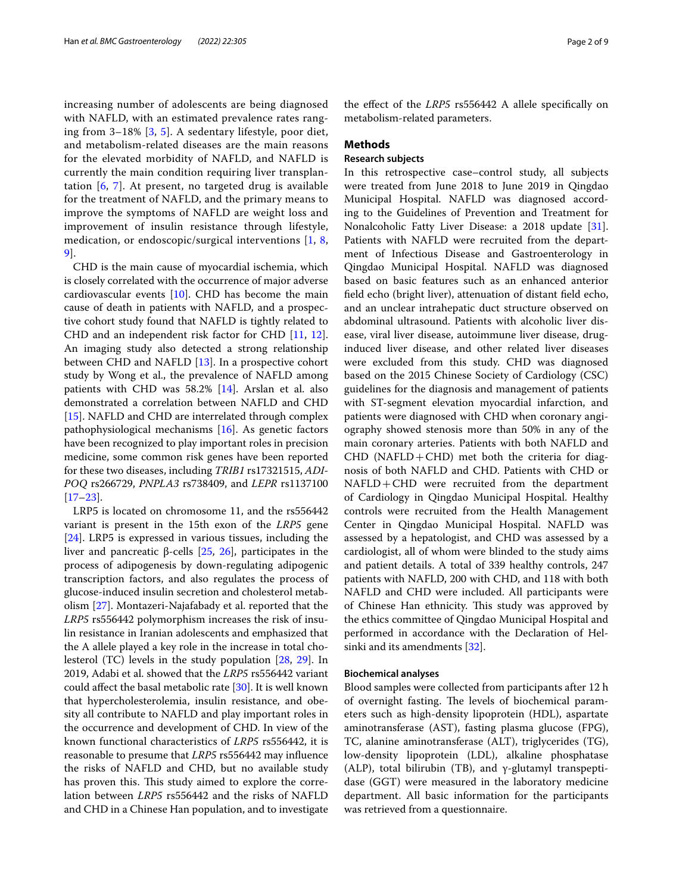increasing number of adolescents are being diagnosed with NAFLD, with an estimated prevalence rates ranging from 3–18% [3, 5]. A sedentary lifestyle, poor diet, and metabolism-related diseases are the main reasons for the elevated morbidity of NAFLD, and NAFLD is currently the main condition requiring liver transplantation [6, 7]. At present, no targeted drug is available for the treatment of NAFLD, and the primary means to improve the symptoms of NAFLD are weight loss and improvement of insulin resistance through lifestyle, medication, or endoscopic/surgical interventions [1, 8, 9].

CHD is the main cause of myocardial ischemia, which is closely correlated with the occurrence of major adverse cardiovascular events [10]. CHD has become the main cause of death in patients with NAFLD, and a prospective cohort study found that NAFLD is tightly related to CHD and an independent risk factor for CHD [11, 12]. An imaging study also detected a strong relationship between CHD and NAFLD [13]. In a prospective cohort study by Wong et al., the prevalence of NAFLD among patients with CHD was 58.2% [14]. Arslan et al. also demonstrated a correlation between NAFLD and CHD [15]. NAFLD and CHD are interrelated through complex pathophysiological mechanisms [16]. As genetic factors have been recognized to play important roles in precision medicine, some common risk genes have been reported for these two diseases, including *TRIB1* rs17321515, *ADIPOQ* rs266729, *PNPLA3* rs738409, and *LEPR* rs1137100 [17–23].

LRP5 is located on chromosome 11, and the rs556442 variant is present in the 15th exon of the *LRP5* gene [24]. LRP5 is expressed in various tissues, including the liver and pancreatic β-cells [25, 26], participates in the process of adipogenesis by down-regulating adipogenic transcription factors, and also regulates the process of glucose-induced insulin secretion and cholesterol metabolism [27]. Montazeri-Najafabady et al. reported that the *LRP5* rs556442 polymorphism increases the risk of insulin resistance in Iranian adolescents and emphasized that the A allele played a key role in the increase in total cholesterol (TC) levels in the study population [28, 29]. In 2019, Adabi et al. showed that the *LRP5* rs556442 variant could affect the basal metabolic rate [30]. It is well known that hypercholesterolemia, insulin resistance, and obesity all contribute to NAFLD and play important roles in the occurrence and development of CHD. In view of the known functional characteristics of *LRP5* rs556442, it is reasonable to presume that *LRP5* rs556442 may influence the risks of NAFLD and CHD, but no available study has proven this. This study aimed to explore the correlation between *LRP5* rs556442 and the risks of NAFLD and CHD in a Chinese Han population, and to investigate the effect of the *LRP5* rs556442 A allele specifically on metabolism-related parameters.

## Methods

### Research subjects

In this retrospective case–control study, all subjects were treated from June 2018 to June 2019 in Qingdao Municipal Hospital. NAFLD was diagnosed according to the Guidelines of Prevention and Treatment for Nonalcoholic Fatty Liver Disease: a 2018 update [31]. Patients with NAFLD were recruited from the department of Infectious Disease and Gastroenterology in Qingdao Municipal Hospital. NAFLD was diagnosed based on basic features such as an enhanced anterior field echo (bright liver), attenuation of distant field echo, and an unclear intrahepatic duct structure observed on abdominal ultrasound. Patients with alcoholic liver disease, viral liver disease, autoimmune liver disease, drug-induced liver disease, and other related liver diseases were excluded from this study. CHD was diagnosed based on the 2015 Chinese Society of Cardiology (CSC) guidelines for the diagnosis and management of patients with ST-segment elevation myocardial infarction, and patients were diagnosed with CHD when coronary angiography showed stenosis more than 50% in any of the main coronary arteries. Patients with both NAFLD and CHD (NAFLD + CHD) met both the criteria for diagnosis of both NAFLD and CHD. Patients with CHD or NAFLD + CHD were recruited from the department of Cardiology in Qingdao Municipal Hospital. Healthy controls were recruited from the Health Management Center in Qingdao Municipal Hospital. NAFLD was assessed by a hepatologist, and CHD was assessed by a cardiologist, all of whom were blinded to the study aims and patient details. A total of 339 healthy controls, 247 patients with NAFLD, 200 with CHD, and 118 with both NAFLD and CHD were included. All participants were of Chinese Han ethnicity. This study was approved by the ethics committee of Qingdao Municipal Hospital and performed in accordance with the Declaration of Helsinki and its amendments [32].

### Biochemical analyses

Blood samples were collected from participants after 12 h of overnight fasting. The levels of biochemical parameters such as high-density lipoprotein (HDL), aspartate aminotransferase (AST), fasting plasma glucose (FPG), TC, alanine aminotransferase (ALT), triglycerides (TG), low-density lipoprotein (LDL), alkaline phosphatase (ALP), total bilirubin (TB), and γ-glutamyl transpeptidase (GGT) were measured in the laboratory medicine department. All basic information for the participants was retrieved from a questionnaire.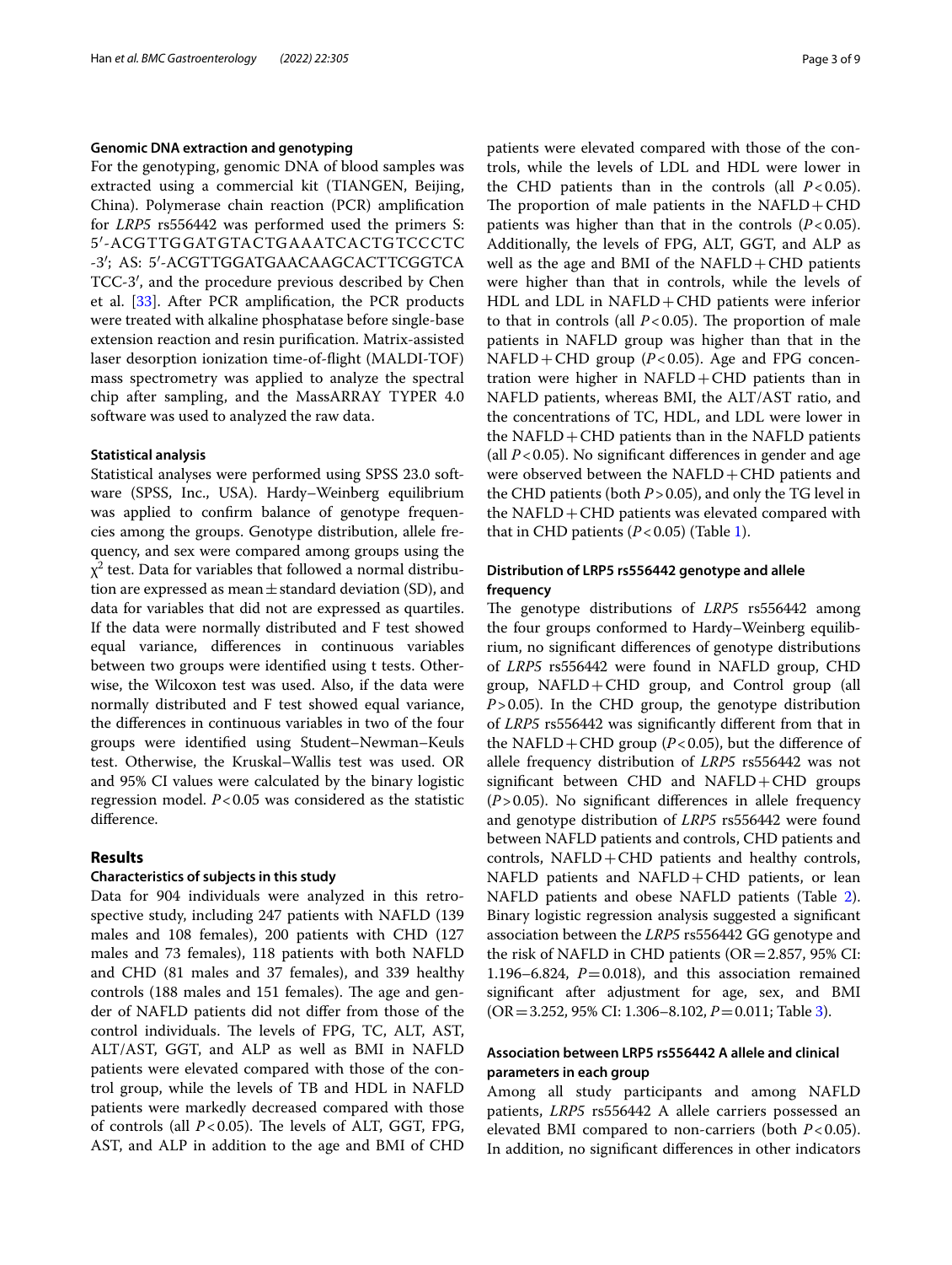### Genomic DNA extraction and genotyping

For the genotyping, genomic DNA of blood samples was extracted using a commercial kit (TIANGEN, Beijing, China). Polymerase chain reaction (PCR) amplification for *LRP5* rs556442 was performed used the primers S: 5′-ACGTTGGATGTACTGAAATCACTGTCCCTC-3′; AS: 5′-ACGTTGGATGAACAAGCACTTCGGTCATCC-3′, and the procedure previous described by Chen et al. [33]. After PCR amplification, the PCR products were treated with alkaline phosphatase before single-base extension reaction and resin purification. Matrix-assisted laser desorption ionization time-of-flight (MALDI-TOF) mass spectrometry was applied to analyze the spectral chip after sampling, and the MassARRAY TYPER 4.0 software was used to analyzed the raw data.

### Statistical analysis

Statistical analyses were performed using SPSS 23.0 software (SPSS, Inc., USA). Hardy–Weinberg equilibrium was applied to confirm balance of genotype frequencies among the groups. Genotype distribution, allele frequency, and sex were compared among groups using the $\chi^2$ test. Data for variables that followed a normal distribution are expressed as mean ± standard deviation (SD), and data for variables that did not are expressed as quartiles. If the data were normally distributed and F test showed equal variance, differences in continuous variables between two groups were identified using t tests. Otherwise, the Wilcoxon test was used. Also, if the data were normally distributed and F test showed equal variance, the differences in continuous variables in two of the four groups were identified using Student–Newman–Keuls test. Otherwise, the Kruskal–Wallis test was used. OR and 95% CI values were calculated by the binary logistic regression model. $P<0.05$ was considered as the statistic difference.

## Results

### Characteristics of subjects in this study

Data for 904 individuals were analyzed in this retrospective study, including 247 patients with NAFLD (139 males and 108 females), 200 patients with CHD (127 males and 73 females), 118 patients with both NAFLD and CHD (81 males and 37 females), and 339 healthy controls (188 males and 151 females). The age and gender of NAFLD patients did not differ from those of the control individuals. The levels of FPG, TC, ALT, AST, ALT/AST, GGT, and ALP as well as BMI in NAFLD patients were elevated compared with those of the control group, while the levels of TB and HDL in NAFLD patients were markedly decreased compared with those of controls (all $P<0.05$). The levels of ALT, GGT, FPG, AST, and ALP in addition to the age and BMI of CHD patients were elevated compared with those of the controls, while the levels of LDL and HDL were lower in the CHD patients than in the controls (all $P<0.05$). The proportion of male patients in the NAFLD + CHD patients was higher than that in the controls ($P<0.05$). Additionally, the levels of FPG, ALT, GGT, and ALP as well as the age and BMI of the NAFLD + CHD patients were higher than that in controls, while the levels of HDL and LDL in NAFLD + CHD patients were inferior to that in controls (all $P<0.05$). The proportion of male patients in NAFLD group was higher than that in the NAFLD + CHD group ($P<0.05$). Age and FPG concentration were higher in NAFLD + CHD patients than in NAFLD patients, whereas BMI, the ALT/AST ratio, and the concentrations of TC, HDL, and LDL were lower in the NAFLD + CHD patients than in the NAFLD patients (all $P<0.05$). No significant differences in gender and age were observed between the NAFLD + CHD patients and the CHD patients (both $P>0.05$), and only the TG level in the NAFLD + CHD patients was elevated compared with that in CHD patients ($P<0.05$) (Table 1).

### Distribution of LRP5 rs556442 genotype and allele frequency

The genotype distributions of *LRP5* rs556442 among the four groups conformed to Hardy–Weinberg equilibrium, no significant differences of genotype distributions of *LRP5* rs556442 were found in NAFLD group, CHD group, NAFLD + CHD group, and Control group (all $P>0.05$). In the CHD group, the genotype distribution of *LRP5* rs556442 was significantly different from that in the NAFLD + CHD group ($P<0.05$), but the difference of allele frequency distribution of *LRP5* rs556442 was not significant between CHD and NAFLD + CHD groups ($P>0.05$). No significant differences in allele frequency and genotype distribution of *LRP5* rs556442 were found between NAFLD patients and controls, CHD patients and controls, NAFLD + CHD patients and healthy controls, NAFLD patients and NAFLD + CHD patients, or lean NAFLD patients and obese NAFLD patients (Table 2). Binary logistic regression analysis suggested a significant association between the *LRP5* rs556442 GG genotype and the risk of NAFLD in CHD patients (OR = 2.857, 95% CI: 1.196–6.824, $P=0.018$), and this association remained significant after adjustment for age, sex, and BMI (OR = 3.252, 95% CI: 1.306–8.102, $P=0.011$; Table 3).

### Association between LRP5 rs556442 A allele and clinical parameters in each group

Among all study participants and among NAFLD patients, *LRP5* rs556442 A allele carriers possessed an elevated BMI compared to non-carriers (both $P<0.05$). In addition, no significant differences in other indicators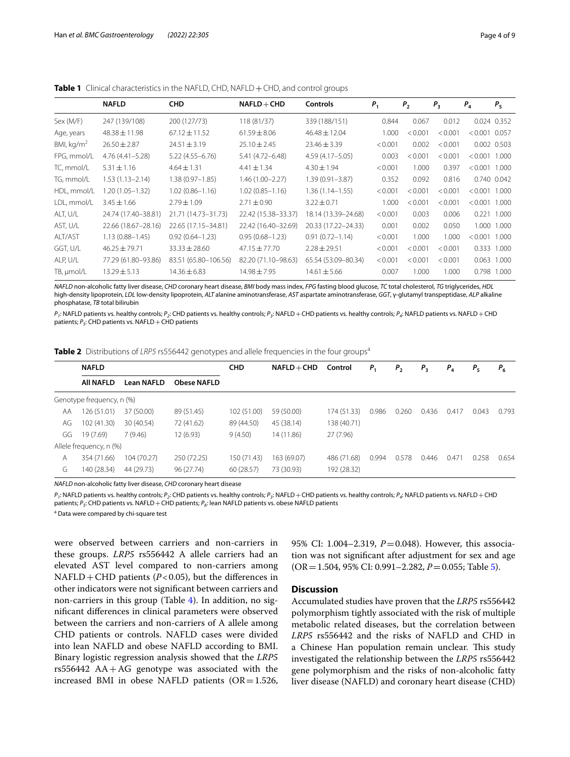**Table 1** Clinical characteristics in the NAFLD, CHD, NAFLD + CHD, and control groups

| | NAFLD | CHD | NAFLD + CHD | Controls | $P_1$ | $P_2$ | $P_3$ | $P_4$ | $P_5$ |
|---|---|---|---|---|---|---|---|---|---|
| Sex (M/F) | 247 (139/108) | 200 (127/73) | 118 (81/37) | 339 (188/151) | 0.844 | 0.067 | 0.012 | 0.024 | 0.352 |
| Age, years | 48.38 ± 11.98 | 67.12 ± 11.52 | 61.59 ± 8.06 | 46.48 ± 12.04 | 1.000 | < 0.001 | < 0.001 | < 0.001 | 0.057 |
| BMI, kg/m$^2$ | 26.50 ± 2.87 | 24.51 ± 3.19 | 25.10 ± 2.45 | 23.46 ± 3.39 | < 0.001 | 0.002 | < 0.001 | 0.002 | 0.503 |
| FPG, mmol/L | 4.76 (4.41–5.28) | 5.22 (4.55–6.76) | 5.41 (4.72–6.48) | 4.59 (4.17–5.05) | 0.003 | < 0.001 | < 0.001 | < 0.001 | 1.000 |
| TC, mmol/L | 5.31 ± 1.16 | 4.64 ± 1.31 | 4.41 ± 1.34 | 4.30 ± 1.94 | < 0.001 | 1.000 | 0.397 | < 0.001 | 1.000 |
| TG, mmol/L | 1.53 (1.13–2.14) | 1.38 (0.97–1.85) | 1.46 (1.00–2.27) | 1.39 (0.91–3.87) | 0.352 | 0.092 | 0.816 | 0.740 | 0.042 |
| HDL, mmol/L | 1.20 (1.05–1.32) | 1.02 (0.86–1.16) | 1.02 (0.85–1.16) | 1.36 (1.14–1.55) | < 0.001 | < 0.001 | < 0.001 | < 0.001 | 1.000 |
| LDL, mmol/L | 3.45 ± 1.66 | 2.79 ± 1.09 | 2.71 ± 0.90 | 3.22 ± 0.71 | 1.000 | < 0.001 | < 0.001 | < 0.001 | 1.000 |
| ALT, U/L | 24.74 (17.40–38.81) | 21.71 (14.73–31.73) | 22.42 (15.38–33.37) | 18.14 (13.39–24.68) | < 0.001 | 0.003 | 0.006 | 0.221 | 1.000 |
| AST, U/L | 22.66 (18.67–28.16) | 22.65 (17.15–34.81) | 22.42 (16.40–32.69) | 20.33 (17.22–24.33) | 0.001 | 0.002 | 0.050 | 1.000 | 1.000 |
| ALT/AST | 1.13 (0.88–1.45) | 0.92 (0.64–1.23) | 0.95 (0.68–1.23) | 0.91 (0.72–1.14) | < 0.001 | 1.000 | 1.000 | < 0.001 | 1.000 |
| GGT, U/L | 46.25 ± 79.71 | 33.33 ± 28.60 | 47.15 ± 77.70 | 2.28 ± 29.51 | < 0.001 | < 0.001 | < 0.001 | 0.333 | 1.000 |
| ALP, U/L | 77.29 (61.80–93.86) | 83.51 (65.80–106.56) | 82.20 (71.10–98.63) | 65.54 (53.09–80.34) | < 0.001 | < 0.001 | < 0.001 | 0.063 | 1.000 |
| TB, μmol/L | 13.29 ± 5.13 | 14.36 ± 6.83 | 14.98 ± 7.95 | 14.61 ± 5.66 | 0.007 | 1.000 | 1.000 | 0.798 | 1.000 |

*NAFLD* non-alcoholic fatty liver disease, *CHD* coronary heart disease, *BMI* body mass index, *FPG* fasting blood glucose, *TC* total cholesterol, *TG* triglycerides, *HDL* high-density lipoprotein, *LDL* low-density lipoprotein, *ALT* alanine aminotransferase, *AST* aspartate aminotransferase, *GGT*, γ-glutamyl transpeptidase, *ALP* alkaline phosphatase, *TB* total bilirubin

$P_1$: NAFLD patients vs. healthy controls; $P_2$: CHD patients vs. healthy controls; $P_3$: NAFLD + CHD patients vs. healthy controls; $P_4$: NAFLD patients vs. NAFLD + CHD patients; $P_5$: CHD patients vs. NAFLD + CHD patients

**Table 2** Distributions of *LRP5* rs556442 genotypes and allele frequencies in the four groups[a]

| | NAFLD | | | CHD | NAFLD + CHD | Control | $P_1$ | $P_2$ | $P_3$ | $P_4$ | $P_5$ | $P_6$ |
|---|---|---|---|---|---|---|---|---|---|---|---|---|
| | All NAFLD | Lean NAFLD | Obese NAFLD | | | | | | | | | |
| Genotype frequency, n (%) | | | | | | | | | | | | |
| AA | 126 (51.01) | 37 (50.00) | 89 (51.45) | 102 (51.00) | 59 (50.00) | 174 (51.33) | 0.986 | 0.260 | 0.436 | 0.417 | 0.043 | 0.793 |
| AG | 102 (41.30) | 30 (40.54) | 72 (41.62) | 89 (44.50) | 45 (38.14) | 138 (40.71) | | | | | | |
| GG | 19 (7.69) | 7 (9.46) | 12 (6.93) | 9 (4.50) | 14 (11.86) | 27 (7.96) | | | | | | |
| Allele frequency, n (%) | | | | | | | | | | | | |
| A | 354 (71.66) | 104 (70.27) | 250 (72.25) | 150 (71.43) | 163 (69.07) | 486 (71.68) | 0.994 | 0.578 | 0.446 | 0.471 | 0.258 | 0.654 |
| G | 140 (28.34) | 44 (29.73) | 96 (27.74) | 60 (28.57) | 73 (30.93) | 192 (28.32) | | | | | | |

*NAFLD* non-alcoholic fatty liver disease, *CHD* coronary heart disease

$P_1$: NAFLD patients vs. healthy controls; $P_2$: CHD patients vs. healthy controls; $P_3$: NAFLD + CHD patients vs. healthy controls; $P_4$: NAFLD patients vs. NAFLD + CHD patients; $P_5$: CHD patients vs. NAFLD + CHD patients; $P_6$: lean NAFLD patients vs. obese NAFLD patients

[a] Data were compared by chi-square test

were observed between carriers and non-carriers in these groups. *LRP5* rs556442 A allele carriers had an elevated AST level compared to non-carriers among NAFLD + CHD patients ($P < 0.05$), but the differences in other indicators were not significant between carriers and non-carriers in this group (Table 4). In addition, no significant differences in clinical parameters were observed between the carriers and non-carriers of A allele among CHD patients or controls. NAFLD cases were divided into lean NAFLD and obese NAFLD according to BMI. Binary logistic regression analysis showed that the *LRP5* rs556442 AA + AG genotype was associated with the increased BMI in obese NAFLD patients (OR = 1.526, 95% CI: 1.004–2.319, $P = 0.048$). However, this association was not significant after adjustment for sex and age (OR = 1.504, 95% CI: 0.991–2.282, $P = 0.055$; Table 5).

## Discussion

Accumulated studies have proven that the *LRP5* rs556442 polymorphism tightly associated with the risk of multiple metabolic related diseases, but the correlation between *LRP5* rs556442 and the risks of NAFLD and CHD in a Chinese Han population remain unclear. This study investigated the relationship between the *LRP5* rs556442 gene polymorphism and the risks of non-alcoholic fatty liver disease (NAFLD) and coronary heart disease (CHD)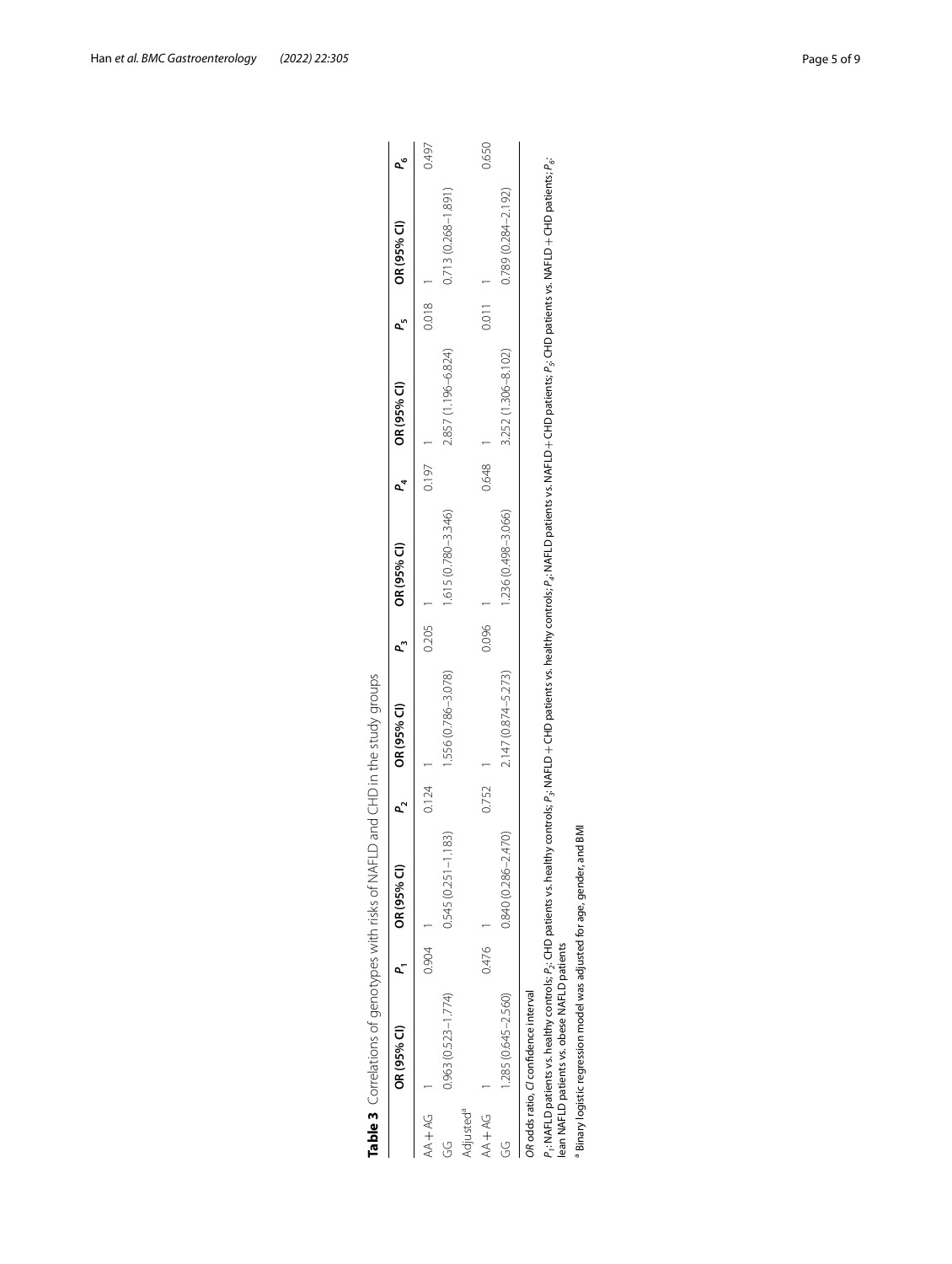**Table 3** Correlations of genotypes with risks of NAFLD and CHD in the study groups

| | OR (95% CI) | $P_1$ | OR (95% CI) | $P_2$ | OR (95% CI) | $P_3$ | OR (95% CI) | $P_4$ | OR (95% CI) | $P_5$ | OR (95% CI) | $P_6$ |
|---|---|---|---|---|---|---|---|---|---|---|---|---|
| AA + AG | 1 | 0.904 | 1 | 0.124 | 1 | 0.205 | 1 | 0.197 | 1 | 0.018 | 1 | 0.497 |
| GG | 0.963 (0.523–1.774) | | 0.545 (0.251–1.183) | | 1.556 (0.786–3.078) | | 1.615 (0.780–3.346) | | 2.857 (1.196–6.824) | | 0.713 (0.268–1.891) | |
| Adjusted[a] | | | | | | | | | | | | |
| AA + AG | 1 | 0.476 | 1 | 0.752 | 1 | 0.096 | 1 | 0.648 | 1 | 0.011 | 1 | 0.650 |
| GG | 1.285 (0.645–2.560) | | 0.840 (0.286–2.470) | | 2.147 (0.874–5.273) | | 1.236 (0.498–3.066) | | 3.252 (1.306–8.102) | | 0.789 (0.284–2.192) | |

*OR* odds ratio, *CI* confidence interval

$P_1$: NAFLD patients vs. healthy controls; $P_2$: CHD patients vs. healthy controls; $P_3$: NAFLD + CHD patients vs. healthy controls; $P_4$: NAFLD patients vs. NAFLD + CHD patients; $P_5$: CHD patients vs. NAFLD + CHD patients; $P_6$: lean NAFLD patients vs. obese NAFLD patients

[a] Binary logistic regression model was adjusted for age, gender, and BMI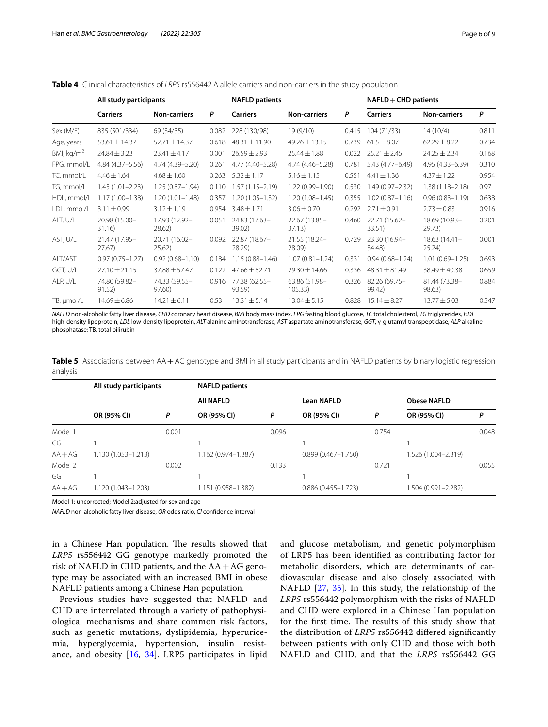**Table 4** Clinical characteristics of *LRP5* rs556442 A allele carriers and non-carriers in the study population

| | All study participants | | | NAFLD patients | | | NAFLD + CHD patients | | |
|---|---|---|---|---|---|---|---|---|---|
| | **Carriers** | **Non-carriers** | ***P*** | **Carriers** | **Non-carriers** | ***P*** | **Carriers** | **Non-carriers** | ***P*** |
| Sex (M/F) | 835 (501/334) | 69 (34/35) | 0.082 | 228 (130/98) | 19 (9/10) | 0.415 | 104 (71/33) | 14 (10/4) | 0.811 |
| Age, years | 53.61 ± 14.37 | 52.71 ± 14.37 | 0.618 | 48.31 ± 11.90 | 49.26 ± 13.15 | 0.739 | 61.5 ± 8.07 | 62.29 ± 8.22 | 0.734 |
| BMI, kg/m$^2$ | 24.84 ± 3.23 | 23.41 ± 4.17 | 0.001 | 26.59 ± 2.93 | 25.44 ± 1.88 | 0.022 | 25.21 ± 2.45 | 24.25 ± 2.34 | 0.168 |
| FPG, mmol/L | 4.84 (4.37–5.56) | 4.74 (4.39–5.20) | 0.261 | 4.77 (4.40–5.28) | 4.74 (4.46–5.28) | 0.781 | 5.43 (4.77–6.49) | 4.95 (4.33–6.39) | 0.310 |
| TC, mmol/L | 4.46 ± 1.64 | 4.68 ± 1.60 | 0.263 | 5.32 ± 1.17 | 5.16 ± 1.15 | 0.551 | 4.41 ± 1.36 | 4.37 ± 1.22 | 0.954 |
| TG, mmol/L | 1.45 (1.01–2.23) | 1.25 (0.87–1.94) | 0.110 | 1.57 (1.15–2.19) | 1.22 (0.99–1.90) | 0.530 | 1.49 (0.97–2.32) | 1.38 (1.18–2.18) | 0.97 |
| HDL, mmol/L | 1.17 (1.00–1.38) | 1.20 (1.01–1.48) | 0.357 | 1.20 (1.05–1.32) | 1.20 (1.08–1.45) | 0.355 | 1.02 (0.87–1.16) | 0.96 (0.83–1.19) | 0.638 |
| LDL, mmol/L | 3.11 ± 0.99 | 3.12 ± 1.19 | 0.954 | 3.48 ± 1.71 | 3.06 ± 0.70 | 0.292 | 2.71 ± 0.91 | 2.73 ± 0.83 | 0.916 |
| ALT, U/L | 20.98 (15.00–31.16) | 17.93 (12.92–28.62) | 0.051 | 24.83 (17.63–39.02) | 22.67 (13.85–37.13) | 0.460 | 22.71 (15.62–33.51) | 18.69 (10.93–29.73) | 0.201 |
| AST, U/L | 21.47 (17.95–27.67) | 20.71 (16.02–25.62) | 0.092 | 22.87 (18.67–28.29) | 21.55 (18.24–28.09) | 0.729 | 23.30 (16.94–34.48) | 18.63 (14.41–25.24) | 0.001 |
| ALT/AST | 0.97 (0.75–1.27) | 0.92 (0.68–1.10) | 0.184 | 1.15 (0.88–1.46) | 1.07 (0.81–1.24) | 0.331 | 0.94 (0.68–1.24) | 1.01 (0.69–1.25) | 0.693 |
| GGT, U/L | 27.10 ± 21.15 | 37.88 ± 57.47 | 0.122 | 47.66 ± 82.71 | 29.30 ± 14.66 | 0.336 | 48.31 ± 81.49 | 38.49 ± 40.38 | 0.659 |
| ALP, U/L | 74.80 (59.82–91.52) | 74.33 (59.55–97.60) | 0.916 | 77.38 (62.55–93.59) | 63.86 (51.98–105.33) | 0.326 | 82.26 (69.75–99.42) | 81.44 (73.38–98.63) | 0.884 |
| TB, μmol/L | 14.69 ± 6.86 | 14.21 ± 6.11 | 0.53 | 13.31 ± 5.14 | 13.04 ± 5.15 | 0.828 | 15.14 ± 8.27 | 13.77 ± 5.03 | 0.547 |

*NAFLD* non-alcoholic fatty liver disease, *CHD* coronary heart disease, *BMI* body mass index, *FPG* fasting blood glucose, *TC* total cholesterol, *TG* triglycerides, *HDL* high-density lipoprotein, *LDL* low-density lipoprotein, *ALT* alanine aminotransferase, *AST* aspartate aminotransferase, *GGT*, γ-glutamyl transpeptidase, *ALP* alkaline phosphatase; TB, total bilirubin

**Table 5** Associations between AA + AG genotype and BMI in all study participants and in NAFLD patients by binary logistic regression analysis

| | All study participants | | NAFLD patients | | | | | |
|---|---|---|---|---|---|---|---|---|
| | | | All NAFLD | | Lean NAFLD | | Obese NAFLD | |
| | **OR (95% CI)** | ***P*** | **OR (95% CI)** | ***P*** | **OR (95% CI)** | ***P*** | **OR (95% CI)** | ***P*** |
| Model 1 | | 0.001 | | 0.096 | | 0.754 | | 0.048 |
| GG | 1 | | 1 | | 1 | | 1 | |
| AA + AG | 1.130 (1.053–1.213) | | 1.162 (0.974–1.387) | | 0.899 (0.467–1.750) | | 1.526 (1.004–2.319) | |
| Model 2 | | 0.002 | | 0.133 | | 0.721 | | 0.055 |
| GG | 1 | | 1 | | 1 | | 1 | |
| AA + AG | 1.120 (1.043–1.203) | | 1.151 (0.958–1.382) | | 0.886 (0.455–1.723) | | 1.504 (0.991–2.282) | |

Model 1: uncorrected; Model 2:adjusted for sex and age

*NAFLD* non-alcoholic fatty liver disease, *OR* odds ratio, *CI* confidence interval

in a Chinese Han population. The results showed that *LRP5* rs556442 GG genotype markedly promoted the risk of NAFLD in CHD patients, and the AA + AG genotype may be associated with an increased BMI in obese NAFLD patients among a Chinese Han population.

Previous studies have suggested that NAFLD and CHD are interrelated through a variety of pathophysiological mechanisms and share common risk factors, such as genetic mutations, dyslipidemia, hyperuricemia, hyperglycemia, hypertension, insulin resistance, and obesity [16, 34]. LRP5 participates in lipid and glucose metabolism, and genetic polymorphism of LRP5 has been identified as contributing factor for metabolic disorders, which are determinants of cardiovascular disease and also closely associated with NAFLD [27, 35]. In this study, the relationship of the *LRP5* rs556442 polymorphism with the risks of NAFLD and CHD were explored in a Chinese Han population for the first time. The results of this study show that the distribution of *LRP5* rs556442 differed significantly between patients with only CHD and those with both NAFLD and CHD, and that the *LRP5* rs556442 GG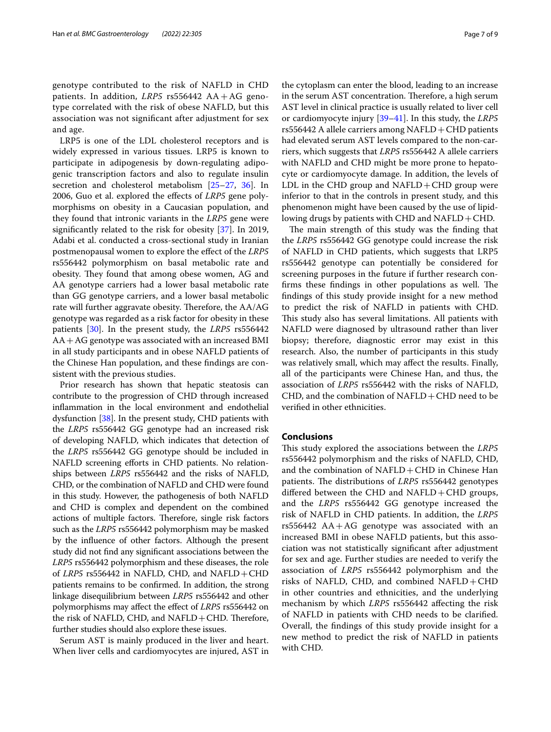genotype contributed to the risk of NAFLD in CHD patients. In addition, *LRP5* rs556442 AA + AG genotype correlated with the risk of obese NAFLD, but this association was not significant after adjustment for sex and age.

LRP5 is one of the LDL cholesterol receptors and is widely expressed in various tissues. LRP5 is known to participate in adipogenesis by down-regulating adipogenic transcription factors and also to regulate insulin secretion and cholesterol metabolism [25–27, 36]. In 2006, Guo et al. explored the effects of *LRP5* gene polymorphisms on obesity in a Caucasian population, and they found that intronic variants in the *LRP5* gene were significantly related to the risk for obesity [37]. In 2019, Adabi et al. conducted a cross-sectional study in Iranian postmenopausal women to explore the effect of the *LRP5* rs556442 polymorphism on basal metabolic rate and obesity. They found that among obese women, AG and AA genotype carriers had a lower basal metabolic rate than GG genotype carriers, and a lower basal metabolic rate will further aggravate obesity. Therefore, the AA/AG genotype was regarded as a risk factor for obesity in these patients [30]. In the present study, the *LRP5* rs556442 AA + AG genotype was associated with an increased BMI in all study participants and in obese NAFLD patients of the Chinese Han population, and these findings are consistent with the previous studies.

Prior research has shown that hepatic steatosis can contribute to the progression of CHD through increased inflammation in the local environment and endothelial dysfunction [38]. In the present study, CHD patients with the *LRP5* rs556442 GG genotype had an increased risk of developing NAFLD, which indicates that detection of the *LRP5* rs556442 GG genotype should be included in NAFLD screening efforts in CHD patients. No relationships between *LRP5* rs556442 and the risks of NAFLD, CHD, or the combination of NAFLD and CHD were found in this study. However, the pathogenesis of both NAFLD and CHD is complex and dependent on the combined actions of multiple factors. Therefore, single risk factors such as the *LRP5* rs556442 polymorphism may be masked by the influence of other factors. Although the present study did not find any significant associations between the *LRP5* rs556442 polymorphism and these diseases, the role of *LRP5* rs556442 in NAFLD, CHD, and NAFLD + CHD patients remains to be confirmed. In addition, the strong linkage disequilibrium between *LRP5* rs556442 and other polymorphisms may affect the effect of *LRP5* rs556442 on the risk of NAFLD, CHD, and NAFLD + CHD. Therefore, further studies should also explore these issues.

Serum AST is mainly produced in the liver and heart. When liver cells and cardiomyocytes are injured, AST in the cytoplasm can enter the blood, leading to an increase in the serum AST concentration. Therefore, a high serum AST level in clinical practice is usually related to liver cell or cardiomyocyte injury [39–41]. In this study, the *LRP5* rs556442 A allele carriers among NAFLD + CHD patients had elevated serum AST levels compared to the non-carriers, which suggests that *LRP5* rs556442 A allele carriers with NAFLD and CHD might be more prone to hepatocyte or cardiomyocyte damage. In addition, the levels of LDL in the CHD group and NAFLD + CHD group were inferior to that in the controls in present study, and this phenomenon might have been caused by the use of lipid-lowing drugs by patients with CHD and NAFLD + CHD.

The main strength of this study was the finding that the *LRP5* rs556442 GG genotype could increase the risk of NAFLD in CHD patients, which suggests that LRP5 rs556442 genotype can potentially be considered for screening purposes in the future if further research confirms these findings in other populations as well. The findings of this study provide insight for a new method to predict the risk of NAFLD in patients with CHD. This study also has several limitations. All patients with NAFLD were diagnosed by ultrasound rather than liver biopsy; therefore, diagnostic error may exist in this research. Also, the number of participants in this study was relatively small, which may affect the results. Finally, all of the participants were Chinese Han, and thus, the association of *LRP5* rs556442 with the risks of NAFLD, CHD, and the combination of NAFLD + CHD need to be verified in other ethnicities.

## Conclusions

This study explored the associations between the *LRP5* rs556442 polymorphism and the risks of NAFLD, CHD, and the combination of NAFLD + CHD in Chinese Han patients. The distributions of *LRP5* rs556442 genotypes differed between the CHD and NAFLD + CHD groups, and the *LRP5* rs556442 GG genotype increased the risk of NAFLD in CHD patients. In addition, the *LRP5* rs556442 AA + AG genotype was associated with an increased BMI in obese NAFLD patients, but this association was not statistically significant after adjustment for sex and age. Further studies are needed to verify the association of *LRP5* rs556442 polymorphism and the risks of NAFLD, CHD, and combined NAFLD + CHD in other countries and ethnicities, and the underlying mechanism by which *LRP5* rs556442 affecting the risk of NAFLD in patients with CHD needs to be clarified. Overall, the findings of this study provide insight for a new method to predict the risk of NAFLD in patients with CHD.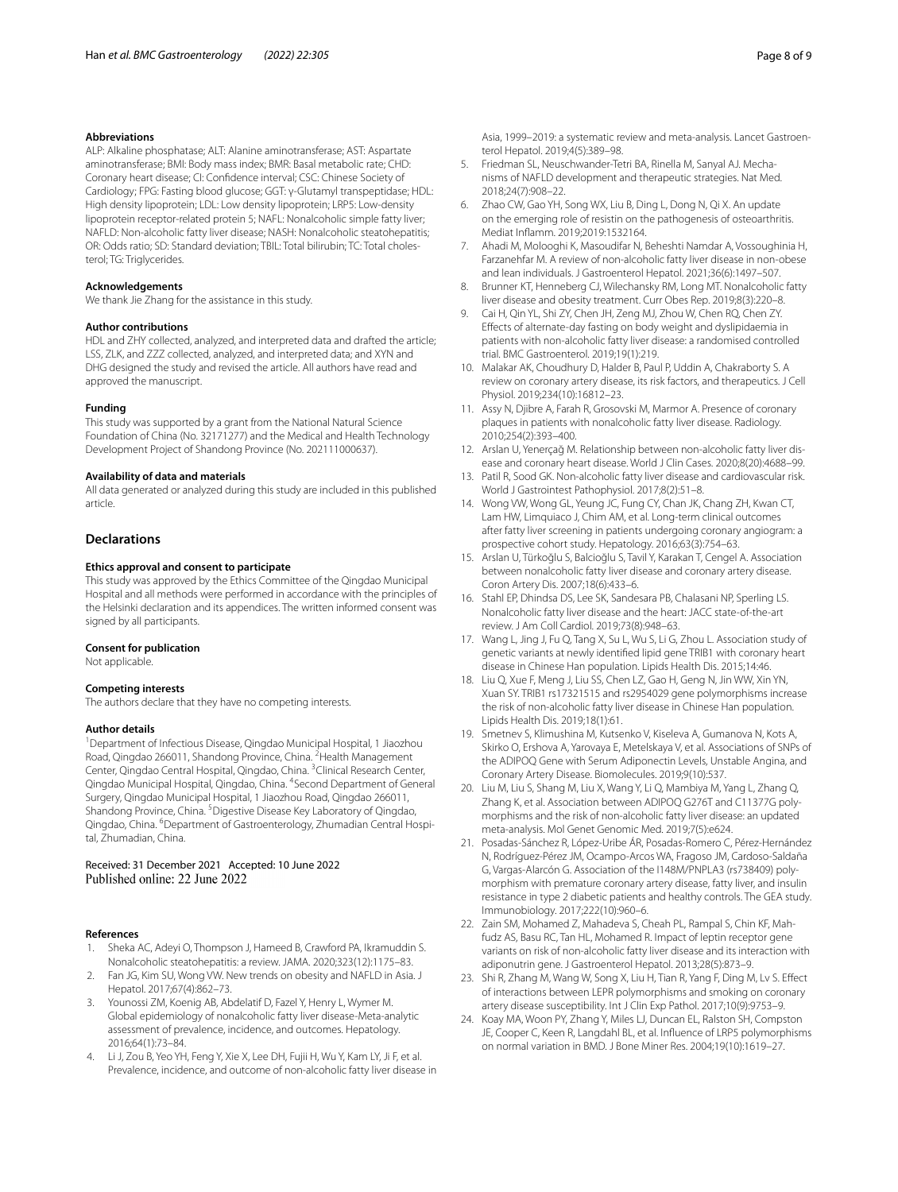#### Abbreviations

ALP: Alkaline phosphatase; ALT: Alanine aminotransferase; AST: Aspartate aminotransferase; BMI: Body mass index; BMR: Basal metabolic rate; CHD: Coronary heart disease; CI: Confidence interval; CSC: Chinese Society of Cardiology; FPG: Fasting blood glucose; GGT: γ-Glutamyl transpeptidase; HDL: High density lipoprotein; LDL: Low density lipoprotein; LRP5: Low-density lipoprotein receptor-related protein 5; NAFL: Nonalcoholic simple fatty liver; NAFLD: Non-alcoholic fatty liver disease; NASH: Nonalcoholic steatohepatitis; OR: Odds ratio; SD: Standard deviation; TBIL: Total bilirubin; TC: Total cholesterol; TG: Triglycerides.

#### Acknowledgements

We thank Jie Zhang for the assistance in this study.

#### Author contributions

HDL and ZHY collected, analyzed, and interpreted data and drafted the article; LSS, ZLK, and ZZZ collected, analyzed, and interpreted data; and XYN and DHG designed the study and revised the article. All authors have read and approved the manuscript.

#### Funding

This study was supported by a grant from the National Natural Science Foundation of China (No. 32171277) and the Medical and Health Technology Development Project of Shandong Province (No. 202111000637).

#### Availability of data and materials

All data generated or analyzed during this study are included in this published article.

## Declarations

#### Ethics approval and consent to participate

This study was approved by the Ethics Committee of the Qingdao Municipal Hospital and all methods were performed in accordance with the principles of the Helsinki declaration and its appendices. The written informed consent was signed by all participants.

#### Consent for publication

Not applicable.

#### Competing interests

The authors declare that they have no competing interests.

#### Author details

[1]Department of Infectious Disease, Qingdao Municipal Hospital, 1 Jiaozhou Road, Qingdao 266011, Shandong Province, China. [2]Health Management Center, Qingdao Central Hospital, Qingdao, China. [3]Clinical Research Center, Qingdao Municipal Hospital, Qingdao, China. [4]Second Department of General Surgery, Qingdao Municipal Hospital, 1 Jiaozhou Road, Qingdao 266011, Shandong Province, China. [5]Digestive Disease Key Laboratory of Qingdao, Qingdao, China. [6]Department of Gastroenterology, Zhumadian Central Hospital, Zhumadian, China.

Received: 31 December 2021 Accepted: 10 June 2022
Published online: 22 June 2022

#### References

1. Sheka AC, Adeyi O, Thompson J, Hameed B, Crawford PA, Ikramuddin S. Nonalcoholic steatohepatitis: a review. JAMA. 2020;323(12):1175–83.
2. Fan JG, Kim SU, Wong VW. New trends on obesity and NAFLD in Asia. J Hepatol. 2017;67(4):862–73.
3. Younossi ZM, Koenig AB, Abdelatif D, Fazel Y, Henry L, Wymer M. Global epidemiology of nonalcoholic fatty liver disease-Meta-analytic assessment of prevalence, incidence, and outcomes. Hepatology. 2016;64(1):73–84.
4. Li J, Zou B, Yeo YH, Feng Y, Xie X, Lee DH, Fujii H, Wu Y, Kam LY, Ji F, et al. Prevalence, incidence, and outcome of non-alcoholic fatty liver disease in Asia, 1999–2019: a systematic review and meta-analysis. Lancet Gastroenterol Hepatol. 2019;4(5):389–98.
5. Friedman SL, Neuschwander-Tetri BA, Rinella M, Sanyal AJ. Mechanisms of NAFLD development and therapeutic strategies. Nat Med. 2018;24(7):908–22.
6. Zhao CW, Gao YH, Song WX, Liu B, Ding L, Dong N, Qi X. An update on the emerging role of resistin on the pathogenesis of osteoarthritis. Mediat Inflamm. 2019;2019:1532164.
7. Ahadi M, Molooghi K, Masoudifar N, Beheshti Namdar A, Vossoughinia H, Farzanehfar M. A review of non-alcoholic fatty liver disease in non-obese and lean individuals. J Gastroenterol Hepatol. 2021;36(6):1497–507.
8. Brunner KT, Henneberg CJ, Wilechansky RM, Long MT. Nonalcoholic fatty liver disease and obesity treatment. Curr Obes Rep. 2019;8(3):220–8.
9. Cai H, Qin YL, Shi ZY, Chen JH, Zeng MJ, Zhou W, Chen RQ, Chen ZY. Effects of alternate-day fasting on body weight and dyslipidaemia in patients with non-alcoholic fatty liver disease: a randomised controlled trial. BMC Gastroenterol. 2019;19(1):219.
10. Malakar AK, Choudhury D, Halder B, Paul P, Uddin A, Chakraborty S. A review on coronary artery disease, its risk factors, and therapeutics. J Cell Physiol. 2019;234(10):16812–23.
11. Assy N, Djibre A, Farah R, Grosovski M, Marmor A. Presence of coronary plaques in patients with nonalcoholic fatty liver disease. Radiology. 2010;254(2):393–400.
12. Arslan U, Yenerçağ M. Relationship between non-alcoholic fatty liver disease and coronary heart disease. World J Clin Cases. 2020;8(20):4688–99.
13. Patil R, Sood GK. Non-alcoholic fatty liver disease and cardiovascular risk. World J Gastrointest Pathophysiol. 2017;8(2):51–8.
14. Wong VW, Wong GL, Yeung JC, Fung CY, Chan JK, Chang ZH, Kwan CT, Lam HW, Limquiaco J, Chim AM, et al. Long-term clinical outcomes after fatty liver screening in patients undergoing coronary angiogram: a prospective cohort study. Hepatology. 2016;63(3):754–63.
15. Arslan U, Türkoğlu S, Balcioğlu S, Tavil Y, Karakan T, Cengel A. Association between nonalcoholic fatty liver disease and coronary artery disease. Coron Artery Dis. 2007;18(6):433–6.
16. Stahl EP, Dhindsa DS, Lee SK, Sandesara PB, Chalasani NP, Sperling LS. Nonalcoholic fatty liver disease and the heart: JACC state-of-the-art review. J Am Coll Cardiol. 2019;73(8):948–63.
17. Wang L, Jing J, Fu Q, Tang X, Su L, Wu S, Li G, Zhou L. Association study of genetic variants at newly identified lipid gene TRIB1 with coronary heart disease in Chinese Han population. Lipids Health Dis. 2015;14:46.
18. Liu Q, Xue F, Meng J, Liu SS, Chen LZ, Gao H, Geng N, Jin WW, Xin YN, Xuan SY. TRIB1 rs17321515 and rs2954029 gene polymorphisms increase the risk of non-alcoholic fatty liver disease in Chinese Han population. Lipids Health Dis. 2019;18(1):61.
19. Smetnev S, Klimushina M, Kutsenko V, Kiseleva A, Gumanova N, Kots A, Skirko O, Ershova A, Yarovaya E, Metelskaya V, et al. Associations of SNPs of the ADIPOQ Gene with Serum Adiponectin Levels, Unstable Angina, and Coronary Artery Disease. Biomolecules. 2019;9(10):537.
20. Liu M, Liu S, Shang M, Liu X, Wang Y, Li Q, Mambiya M, Yang L, Zhang Q, Zhang K, et al. Association between ADIPOQ G276T and C11377G polymorphisms and the risk of non-alcoholic fatty liver disease: an updated meta-analysis. Mol Genet Genomic Med. 2019;7(5):e624.
21. Posadas-Sánchez R, López-Uribe ÁR, Posadas-Romero C, Pérez-Hernández N, Rodríguez-Pérez JM, Ocampo-Arcos WA, Fragoso JM, Cardoso-Saldaña G, Vargas-Alarcón G. Association of the I148M/PNPLA3 (rs738409) polymorphism with premature coronary artery disease, fatty liver, and insulin resistance in type 2 diabetic patients and healthy controls. The GEA study. Immunobiology. 2017;222(10):960–6.
22. Zain SM, Mohamed Z, Mahadeva S, Cheah PL, Rampal S, Chin KF, Mahfudz AS, Basu RC, Tan HL, Mohamed R. Impact of leptin receptor gene variants on risk of non-alcoholic fatty liver disease and its interaction with adiponutrin gene. J Gastroenterol Hepatol. 2013;28(5):873–9.
23. Shi R, Zhang M, Wang W, Song X, Liu H, Tian R, Yang F, Ding M, Lv S. Effect of interactions between LEPR polymorphisms and smoking on coronary artery disease susceptibility. Int J Clin Exp Pathol. 2017;10(9):9753–9.
24. Koay MA, Woon PY, Zhang Y, Miles LJ, Duncan EL, Ralston SH, Compston JE, Cooper C, Keen R, Langdahl BL, et al. Influence of LRP5 polymorphisms on normal variation in BMD. J Bone Miner Res. 2004;19(10):1619–27.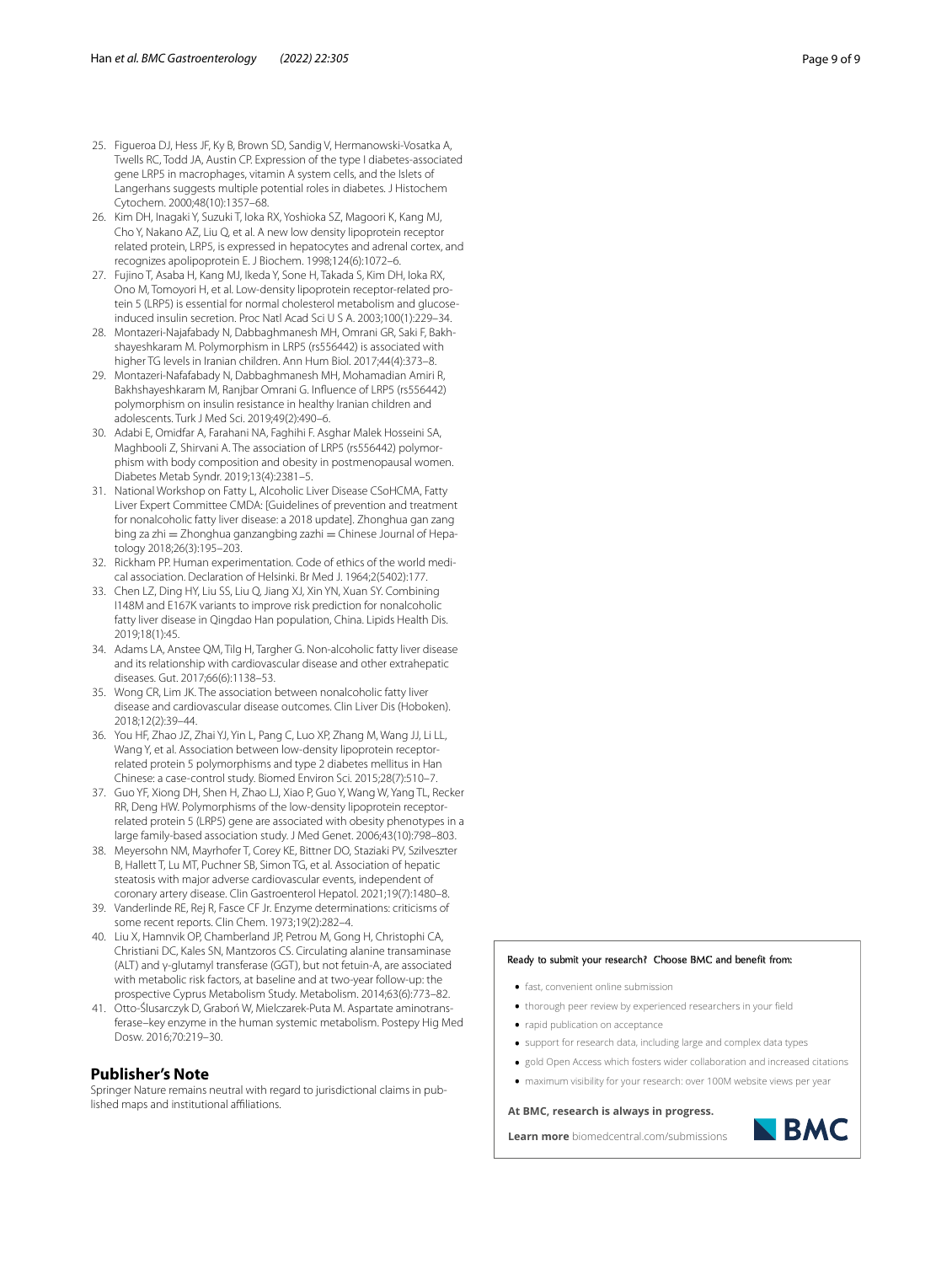25. Figueroa DJ, Hess JF, Ky B, Brown SD, Sandig V, Hermanowski-Vosatka A, Twells RC, Todd JA, Austin CP. Expression of the type I diabetes-associated gene LRP5 in macrophages, vitamin A system cells, and the Islets of Langerhans suggests multiple potential roles in diabetes. J Histochem Cytochem. 2000;48(10):1357–68.
26. Kim DH, Inagaki Y, Suzuki T, Ioka RX, Yoshioka SZ, Magoori K, Kang MJ, Cho Y, Nakano AZ, Liu Q, et al. A new low density lipoprotein receptor related protein, LRP5, is expressed in hepatocytes and adrenal cortex, and recognizes apolipoprotein E. J Biochem. 1998;124(6):1072–6.
27. Fujino T, Asaba H, Kang MJ, Ikeda Y, Sone H, Takada S, Kim DH, Ioka RX, Ono M, Tomoyori H, et al. Low-density lipoprotein receptor-related protein 5 (LRP5) is essential for normal cholesterol metabolism and glucose-induced insulin secretion. Proc Natl Acad Sci U S A. 2003;100(1):229–34.
28. Montazeri-Najafabady N, Dabbaghmanesh MH, Omrani GR, Saki F, Bakhshayeshkaram M. Polymorphism in LRP5 (rs556442) is associated with higher TG levels in Iranian children. Ann Hum Biol. 2017;44(4):373–8.
29. Montazeri-Nafafabady N, Dabbaghmanesh MH, Mohamadian Amiri R, Bakhshayeshkaram M, Ranjbar Omrani G. Influence of LRP5 (rs556442) polymorphism on insulin resistance in healthy Iranian children and adolescents. Turk J Med Sci. 2019;49(2):490–6.
30. Adabi E, Omidfar A, Farahani NA, Faghihi F. Asghar Malek Hosseini SA, Maghbooli Z, Shirvani A. The association of LRP5 (rs556442) polymorphism with body composition and obesity in postmenopausal women. Diabetes Metab Syndr. 2019;13(4):2381–5.
31. National Workshop on Fatty L, Alcoholic Liver Disease CSoHCMA, Fatty Liver Expert Committee CMDA: [Guidelines of prevention and treatment for nonalcoholic fatty liver disease: a 2018 update]. Zhonghua gan zang bing za zhi = Zhonghua ganzangbing zazhi = Chinese Journal of Hepatology 2018;26(3):195–203.
32. Rickham PP. Human experimentation. Code of ethics of the world medical association. Declaration of Helsinki. Br Med J. 1964;2(5402):177.
33. Chen LZ, Ding HY, Liu SS, Liu Q, Jiang XJ, Xin YN, Xuan SY. Combining I148M and E167K variants to improve risk prediction for nonalcoholic fatty liver disease in Qingdao Han population, China. Lipids Health Dis. 2019;18(1):45.
34. Adams LA, Anstee QM, Tilg H, Targher G. Non-alcoholic fatty liver disease and its relationship with cardiovascular disease and other extrahepatic diseases. Gut. 2017;66(6):1138–53.
35. Wong CR, Lim JK. The association between nonalcoholic fatty liver disease and cardiovascular disease outcomes. Clin Liver Dis (Hoboken). 2018;12(2):39–44.
36. You HF, Zhao JZ, Zhai YJ, Yin L, Pang C, Luo XP, Zhang M, Wang JJ, Li LL, Wang Y, et al. Association between low-density lipoprotein receptor-related protein 5 polymorphisms and type 2 diabetes mellitus in Han Chinese: a case-control study. Biomed Environ Sci. 2015;28(7):510–7.
37. Guo YF, Xiong DH, Shen H, Zhao LJ, Xiao P, Guo Y, Wang W, Yang TL, Recker RR, Deng HW. Polymorphisms of the low-density lipoprotein receptor-related protein 5 (LRP5) gene are associated with obesity phenotypes in a large family-based association study. J Med Genet. 2006;43(10):798–803.
38. Meyersohn NM, Mayrhofer T, Corey KE, Bittner DO, Staziaki PV, Szilveszter B, Hallett T, Lu MT, Puchner SB, Simon TG, et al. Association of hepatic steatosis with major adverse cardiovascular events, independent of coronary artery disease. Clin Gastroenterol Hepatol. 2021;19(7):1480–8.
39. Vanderlinde RE, Rej R, Fasce CF Jr. Enzyme determinations: criticisms of some recent reports. Clin Chem. 1973;19(2):282–4.
40. Liu X, Hamnvik OP, Chamberland JP, Petrou M, Gong H, Christophi CA, Christiani DC, Kales SN, Mantzoros CS. Circulating alanine transaminase (ALT) and γ-glutamyl transferase (GGT), but not fetuin-A, are associated with metabolic risk factors, at baseline and at two-year follow-up: the prospective Cyprus Metabolism Study. Metabolism. 2014;63(6):773–82.
41. Otto-Ślusarczyk D, Graboń W, Mielczarek-Puta M. Aspartate aminotransferase–key enzyme in the human systemic metabolism. Postepy Hig Med Dosw. 2016;70:219–30.

## Publisher's Note

Springer Nature remains neutral with regard to jurisdictional claims in published maps and institutional affiliations.

Ready to submit your research? Choose BMC and benefit from:

- fast, convenient online submission
- thorough peer review by experienced researchers in your field
- rapid publication on acceptance
- support for research data, including large and complex data types
- gold Open Access which fosters wider collaboration and increased citations
- maximum visibility for your research: over 100M website views per year

**At BMC, research is always in progress.**

**Learn more** biomedcentral.com/submissions

BMC